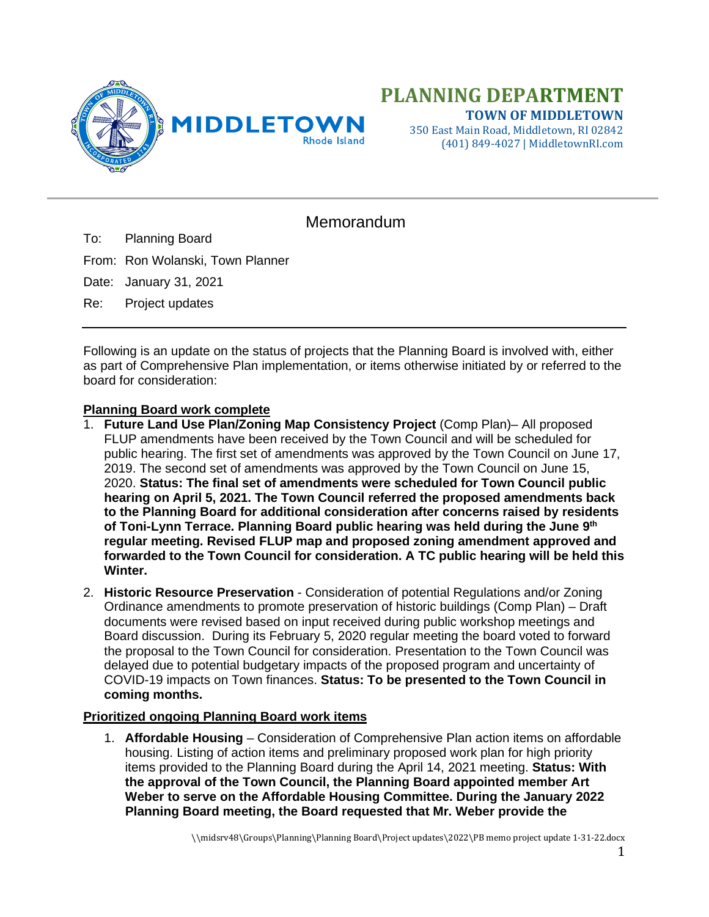# PLANNING DEPARTMENT

**TOWN OF MIDDLETOWN**

350 East Main Road, Middletown, RI 02842
(401) 849-4027 | MiddletownRI.com

## Memorandum

To: Planning Board

From: Ron Wolanski, Town Planner

Date: January 31, 2021

Re: Project updates

---

Following is an update on the status of projects that the Planning Board is involved with, either as part of Comprehensive Plan implementation, or items otherwise initiated by or referred to the board for consideration:

**Planning Board work complete**

1. **Future Land Use Plan/Zoning Map Consistency Project** (Comp Plan)– All proposed FLUP amendments have been received by the Town Council and will be scheduled for public hearing. The first set of amendments was approved by the Town Council on June 17, 2019. The second set of amendments was approved by the Town Council on June 15, 2020. **Status: The final set of amendments were scheduled for Town Council public hearing on April 5, 2021. The Town Council referred the proposed amendments back to the Planning Board for additional consideration after concerns raised by residents of Toni-Lynn Terrace. Planning Board public hearing was held during the June 9th regular meeting. Revised FLUP map and proposed zoning amendment approved and forwarded to the Town Council for consideration. A TC public hearing will be held this Winter.**

2. **Historic Resource Preservation** - Consideration of potential Regulations and/or Zoning Ordinance amendments to promote preservation of historic buildings (Comp Plan) – Draft documents were revised based on input received during public workshop meetings and Board discussion. During its February 5, 2020 regular meeting the board voted to forward the proposal to the Town Council for consideration. Presentation to the Town Council was delayed due to potential budgetary impacts of the proposed program and uncertainty of COVID-19 impacts on Town finances. **Status: To be presented to the Town Council in coming months.**

**Prioritized ongoing Planning Board work items**

1. **Affordable Housing** – Consideration of Comprehensive Plan action items on affordable housing. Listing of action items and preliminary proposed work plan for high priority items provided to the Planning Board during the April 14, 2021 meeting. **Status: With the approval of the Town Council, the Planning Board appointed member Art Weber to serve on the Affordable Housing Committee. During the January 2022 Planning Board meeting, the Board requested that Mr. Weber provide the**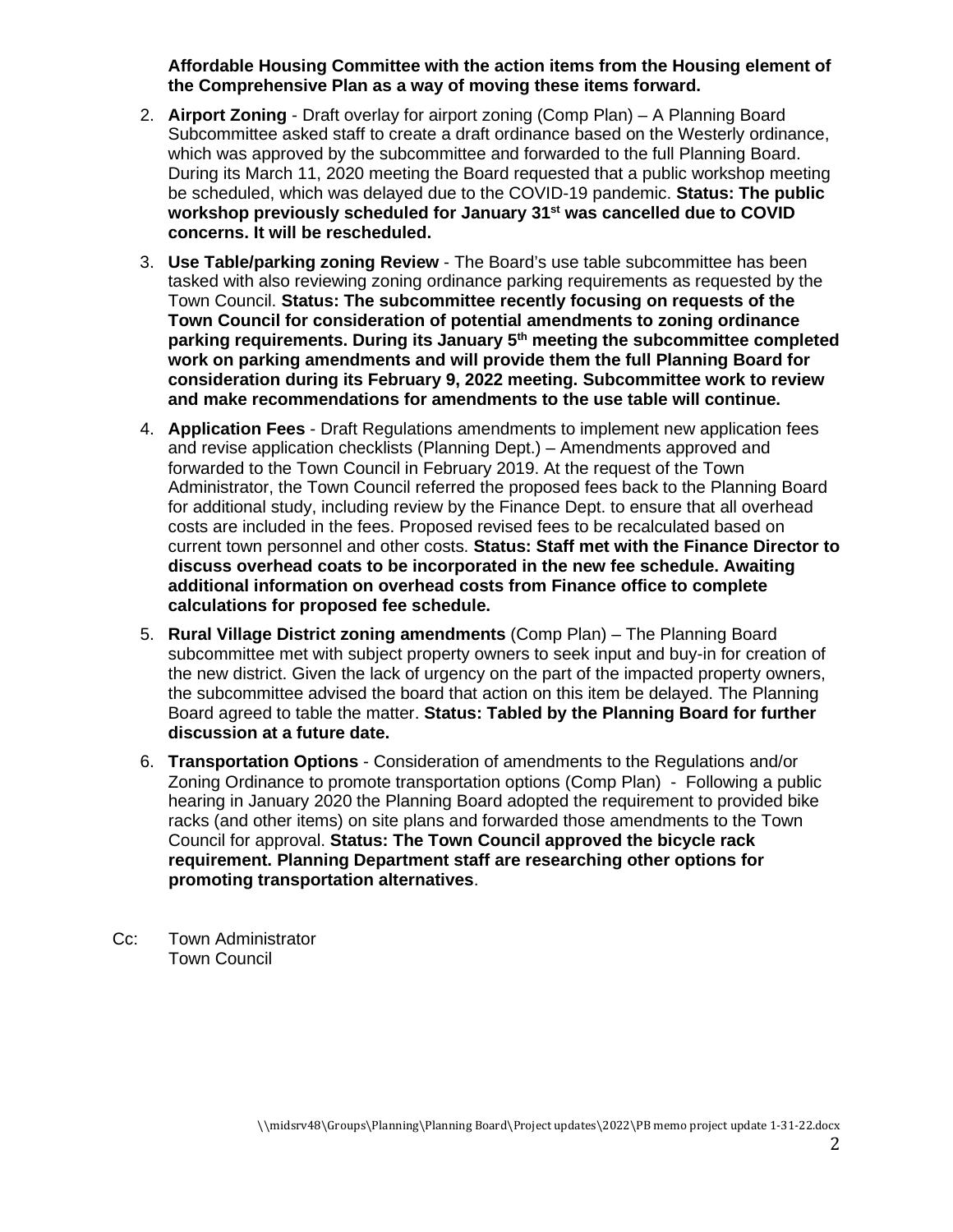**Affordable Housing Committee with the action items from the Housing element of the Comprehensive Plan as a way of moving these items forward.**

2. **Airport Zoning** - Draft overlay for airport zoning (Comp Plan) – A Planning Board Subcommittee asked staff to create a draft ordinance based on the Westerly ordinance, which was approved by the subcommittee and forwarded to the full Planning Board. During its March 11, 2020 meeting the Board requested that a public workshop meeting be scheduled, which was delayed due to the COVID-19 pandemic. **Status: The public workshop previously scheduled for January 31st was cancelled due to COVID concerns. It will be rescheduled.**

3. **Use Table/parking zoning Review** - The Board's use table subcommittee has been tasked with also reviewing zoning ordinance parking requirements as requested by the Town Council. **Status: The subcommittee recently focusing on requests of the Town Council for consideration of potential amendments to zoning ordinance parking requirements. During its January 5th meeting the subcommittee completed work on parking amendments and will provide them the full Planning Board for consideration during its February 9, 2022 meeting. Subcommittee work to review and make recommendations for amendments to the use table will continue.**

4. **Application Fees** - Draft Regulations amendments to implement new application fees and revise application checklists (Planning Dept.) – Amendments approved and forwarded to the Town Council in February 2019. At the request of the Town Administrator, the Town Council referred the proposed fees back to the Planning Board for additional study, including review by the Finance Dept. to ensure that all overhead costs are included in the fees. Proposed revised fees to be recalculated based on current town personnel and other costs. **Status: Staff met with the Finance Director to discuss overhead coats to be incorporated in the new fee schedule. Awaiting additional information on overhead costs from Finance office to complete calculations for proposed fee schedule.**

5. **Rural Village District zoning amendments** (Comp Plan) – The Planning Board subcommittee met with subject property owners to seek input and buy-in for creation of the new district. Given the lack of urgency on the part of the impacted property owners, the subcommittee advised the board that action on this item be delayed. The Planning Board agreed to table the matter. **Status: Tabled by the Planning Board for further discussion at a future date.**

6. **Transportation Options** - Consideration of amendments to the Regulations and/or Zoning Ordinance to promote transportation options (Comp Plan) - Following a public hearing in January 2020 the Planning Board adopted the requirement to provided bike racks (and other items) on site plans and forwarded those amendments to the Town Council for approval. **Status: The Town Council approved the bicycle rack requirement. Planning Department staff are researching other options for promoting transportation alternatives**.

Cc: Town Administrator
Town Council

\\midsrv48\Groups\Planning\Planning Board\Project updates\2022\PB memo project update 1-31-22.docx